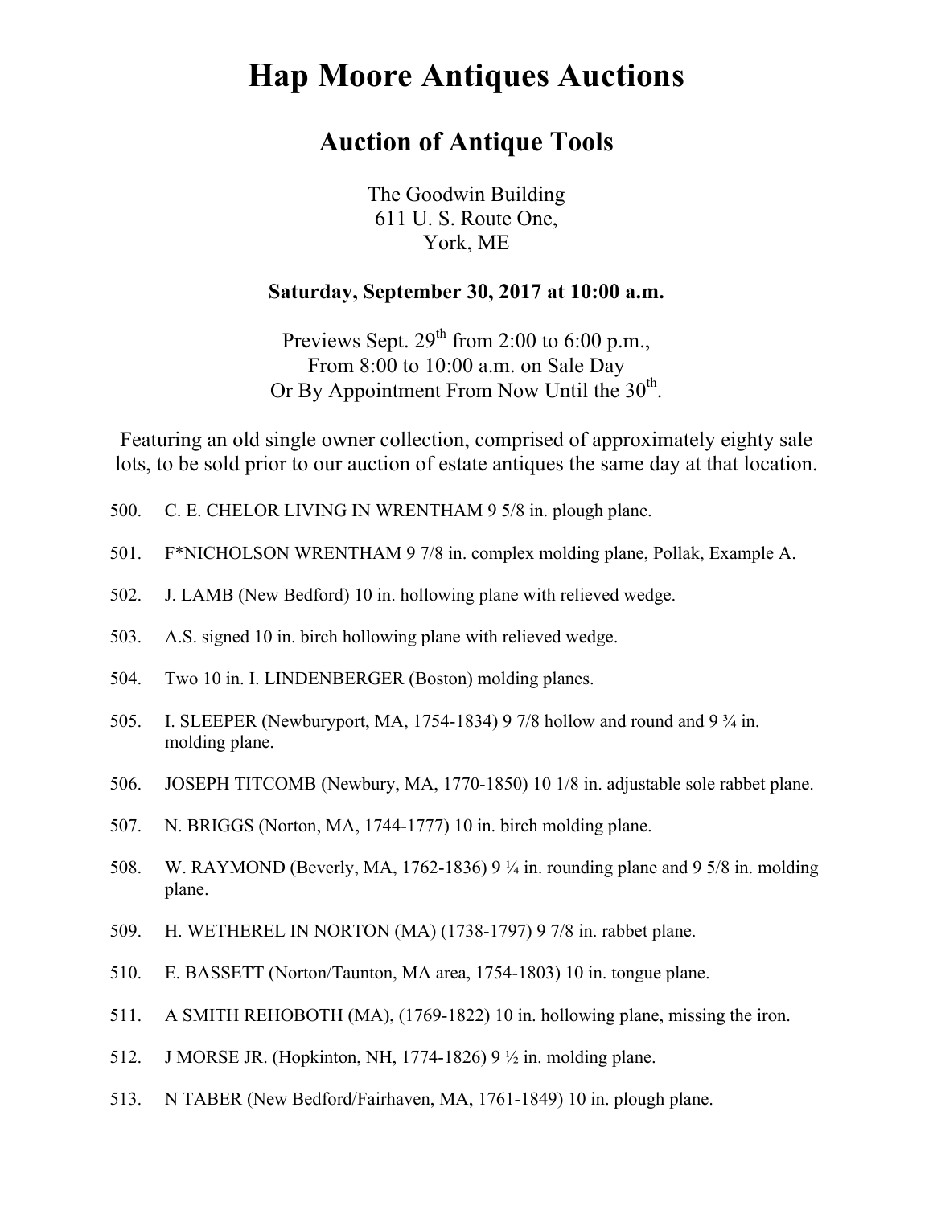# Hap Moore Antiques Auctions

## Auction of Antique Tools

The Goodwin Building
611 U. S. Route One,
York, ME

**Saturday, September 30, 2017 at 10:00 a.m.**

Previews Sept. 29th from 2:00 to 6:00 p.m.,
From 8:00 to 10:00 a.m. on Sale Day
Or By Appointment From Now Until the 30th.

Featuring an old single owner collection, comprised of approximately eighty sale lots, to be sold prior to our auction of estate antiques the same day at that location.

500. C. E. CHELOR LIVING IN WRENTHAM 9 5/8 in. plough plane.

501. F*NICHOLSON WRENTHAM 9 7/8 in. complex molding plane, Pollak, Example A.

502. J. LAMB (New Bedford) 10 in. hollowing plane with relieved wedge.

503. A.S. signed 10 in. birch hollowing plane with relieved wedge.

504. Two 10 in. I. LINDENBERGER (Boston) molding planes.

505. I. SLEEPER (Newburyport, MA, 1754-1834) 9 7/8 hollow and round and 9 ¾ in. molding plane.

506. JOSEPH TITCOMB (Newbury, MA, 1770-1850) 10 1/8 in. adjustable sole rabbet plane.

507. N. BRIGGS (Norton, MA, 1744-1777) 10 in. birch molding plane.

508. W. RAYMOND (Beverly, MA, 1762-1836) 9 ¼ in. rounding plane and 9 5/8 in. molding plane.

509. H. WETHEREL IN NORTON (MA) (1738-1797) 9 7/8 in. rabbet plane.

510. E. BASSETT (Norton/Taunton, MA area, 1754-1803) 10 in. tongue plane.

511. A SMITH REHOBOTH (MA), (1769-1822) 10 in. hollowing plane, missing the iron.

512. J MORSE JR. (Hopkinton, NH, 1774-1826) 9 ½ in. molding plane.

513. N TABER (New Bedford/Fairhaven, MA, 1761-1849) 10 in. plough plane.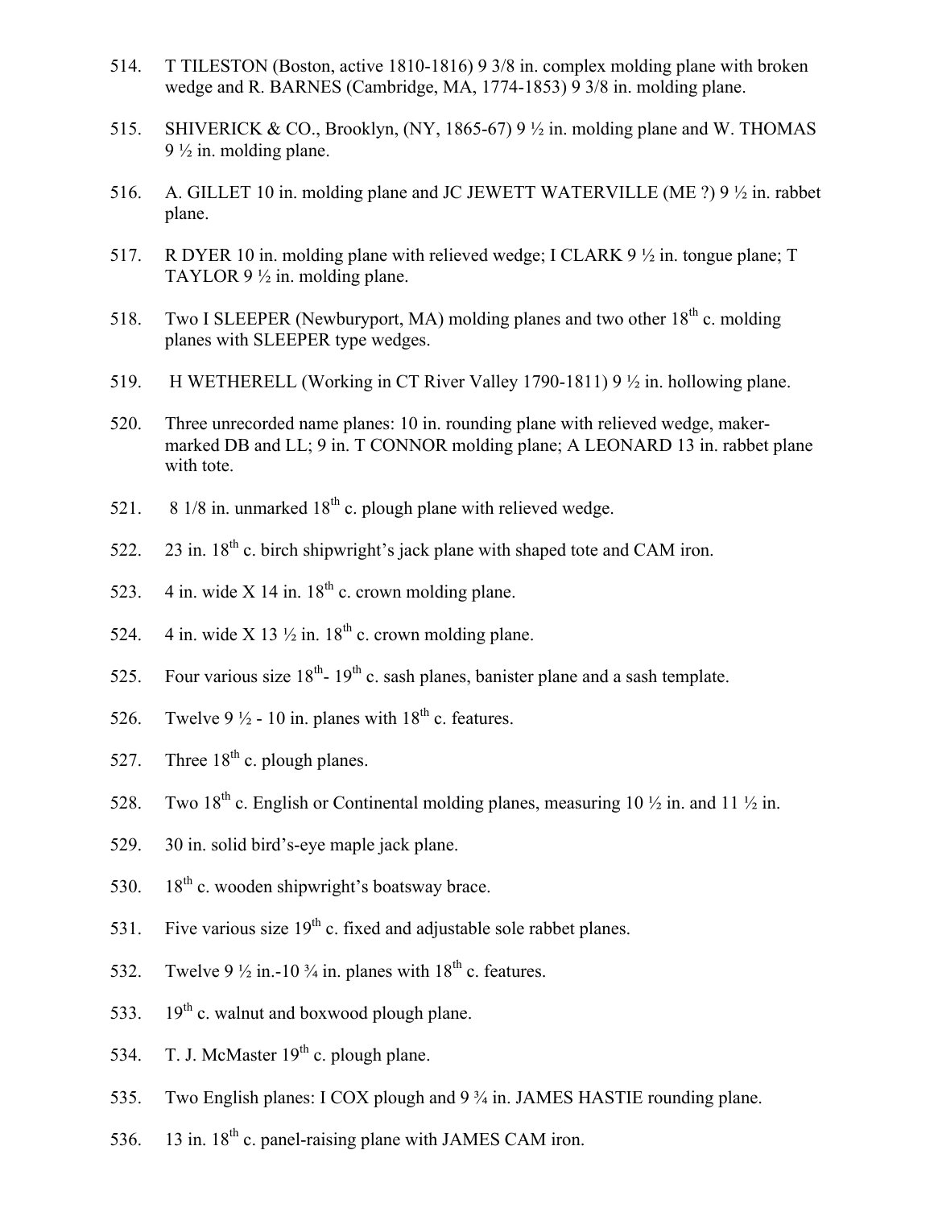514. T TILESTON (Boston, active 1810-1816) 9 3/8 in. complex molding plane with broken wedge and R. BARNES (Cambridge, MA, 1774-1853) 9 3/8 in. molding plane.

515. SHIVERICK & CO., Brooklyn, (NY, 1865-67) 9 ½ in. molding plane and W. THOMAS 9 ½ in. molding plane.

516. A. GILLET 10 in. molding plane and JC JEWETT WATERVILLE (ME ?) 9 ½ in. rabbet plane.

517. R DYER 10 in. molding plane with relieved wedge; I CLARK 9 ½ in. tongue plane; T TAYLOR 9 ½ in. molding plane.

518. Two I SLEEPER (Newburyport, MA) molding planes and two other 18th c. molding planes with SLEEPER type wedges.

519. H WETHERELL (Working in CT River Valley 1790-1811) 9 ½ in. hollowing plane.

520. Three unrecorded name planes: 10 in. rounding plane with relieved wedge, maker-marked DB and LL; 9 in. T CONNOR molding plane; A LEONARD 13 in. rabbet plane with tote.

521. 8 1/8 in. unmarked 18th c. plough plane with relieved wedge.

522. 23 in. 18th c. birch shipwright's jack plane with shaped tote and CAM iron.

523. 4 in. wide X 14 in. 18th c. crown molding plane.

524. 4 in. wide X 13 ½ in. 18th c. crown molding plane.

525. Four various size 18th- 19th c. sash planes, banister plane and a sash template.

526. Twelve 9 ½ - 10 in. planes with 18th c. features.

527. Three 18th c. plough planes.

528. Two 18th c. English or Continental molding planes, measuring 10 ½ in. and 11 ½ in.

529. 30 in. solid bird's-eye maple jack plane.

530. 18th c. wooden shipwright's boatsway brace.

531. Five various size 19th c. fixed and adjustable sole rabbet planes.

532. Twelve 9 ½ in.-10 ¾ in. planes with 18th c. features.

533. 19th c. walnut and boxwood plough plane.

534. T. J. McMaster 19th c. plough plane.

535. Two English planes: I COX plough and 9 ¾ in. JAMES HASTIE rounding plane.

536. 13 in. 18th c. panel-raising plane with JAMES CAM iron.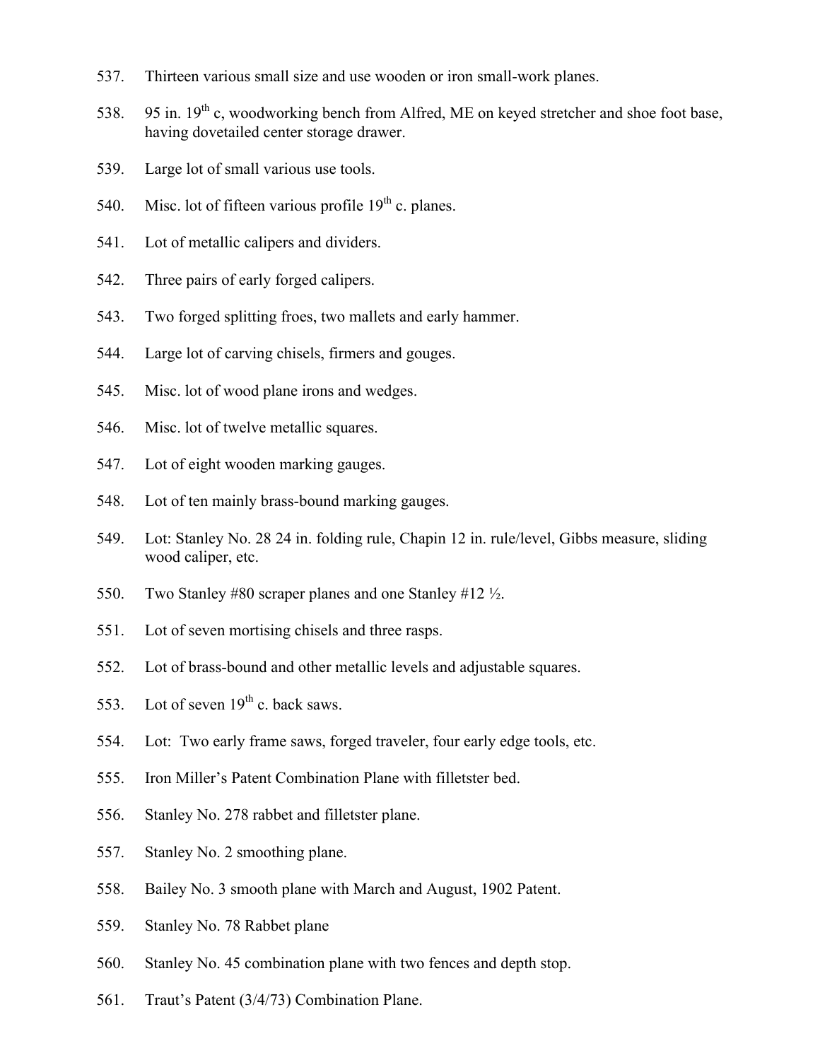537. Thirteen various small size and use wooden or iron small-work planes.

538. 95 in. 19th c, woodworking bench from Alfred, ME on keyed stretcher and shoe foot base, having dovetailed center storage drawer.

539. Large lot of small various use tools.

540. Misc. lot of fifteen various profile 19th c. planes.

541. Lot of metallic calipers and dividers.

542. Three pairs of early forged calipers.

543. Two forged splitting froes, two mallets and early hammer.

544. Large lot of carving chisels, firmers and gouges.

545. Misc. lot of wood plane irons and wedges.

546. Misc. lot of twelve metallic squares.

547. Lot of eight wooden marking gauges.

548. Lot of ten mainly brass-bound marking gauges.

549. Lot: Stanley No. 28 24 in. folding rule, Chapin 12 in. rule/level, Gibbs measure, sliding wood caliper, etc.

550. Two Stanley #80 scraper planes and one Stanley #12 ½.

551. Lot of seven mortising chisels and three rasps.

552. Lot of brass-bound and other metallic levels and adjustable squares.

553. Lot of seven 19th c. back saws.

554. Lot: Two early frame saws, forged traveler, four early edge tools, etc.

555. Iron Miller's Patent Combination Plane with filletster bed.

556. Stanley No. 278 rabbet and filletster plane.

557. Stanley No. 2 smoothing plane.

558. Bailey No. 3 smooth plane with March and August, 1902 Patent.

559. Stanley No. 78 Rabbet plane

560. Stanley No. 45 combination plane with two fences and depth stop.

561. Traut's Patent (3/4/73) Combination Plane.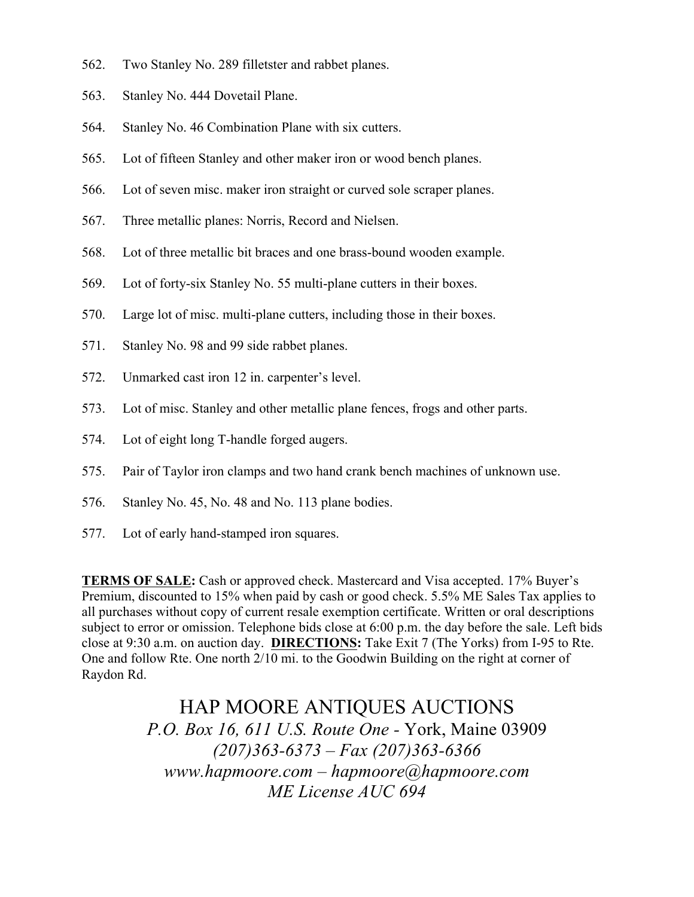562. Two Stanley No. 289 filletster and rabbet planes.

563. Stanley No. 444 Dovetail Plane.

564. Stanley No. 46 Combination Plane with six cutters.

565. Lot of fifteen Stanley and other maker iron or wood bench planes.

566. Lot of seven misc. maker iron straight or curved sole scraper planes.

567. Three metallic planes: Norris, Record and Nielsen.

568. Lot of three metallic bit braces and one brass-bound wooden example.

569. Lot of forty-six Stanley No. 55 multi-plane cutters in their boxes.

570. Large lot of misc. multi-plane cutters, including those in their boxes.

571. Stanley No. 98 and 99 side rabbet planes.

572. Unmarked cast iron 12 in. carpenter's level.

573. Lot of misc. Stanley and other metallic plane fences, frogs and other parts.

574. Lot of eight long T-handle forged augers.

575. Pair of Taylor iron clamps and two hand crank bench machines of unknown use.

576. Stanley No. 45, No. 48 and No. 113 plane bodies.

577. Lot of early hand-stamped iron squares.

**TERMS OF SALE:** Cash or approved check. Mastercard and Visa accepted. 17% Buyer's Premium, discounted to 15% when paid by cash or good check. 5.5% ME Sales Tax applies to all purchases without copy of current resale exemption certificate. Written or oral descriptions subject to error or omission. Telephone bids close at 6:00 p.m. the day before the sale. Left bids close at 9:30 a.m. on auction day. **DIRECTIONS:** Take Exit 7 (The Yorks) from I-95 to Rte. One and follow Rte. One north 2/10 mi. to the Goodwin Building on the right at corner of Raydon Rd.

HAP MOORE ANTIQUES AUCTIONS
*P.O. Box 16, 611 U.S. Route One* - York, Maine 03909
*(207)363-6373 – Fax (207)363-6366*
*www.hapmoore.com – hapmoore@hapmoore.com*
*ME License AUC 694*